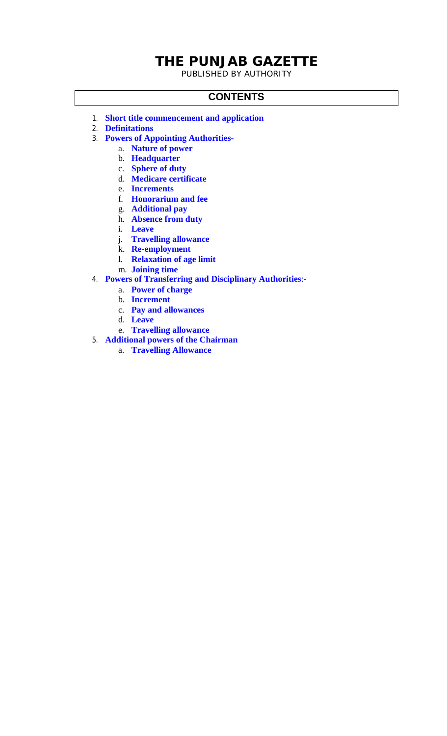# THE PUNJAB GAZETTE

PUBLISHED BY AUTHORITY

## CONTENTS

1. **Short title commencement and application**
2. **Definitations**
3. **Powers of Appointing Authorities**-
   a. **Nature of power**
   b. **Headquarter**
   c. **Sphere of duty**
   d. **Medicare certificate**
   e. **Increments**
   f. **Honorarium and fee**
   g. **Additional pay**
   h. **Absence from duty**
   i. **Leave**
   j. **Travelling allowance**
   k. **Re-employment**
   l. **Relaxation of age limit**
   m. **Joining time**
4. **Powers of Transferring and Disciplinary Authorities**:-
   a. **Power of charge**
   b. **Increment**
   c. **Pay and allowances**
   d. **Leave**
   e. **Travelling allowance**
5. **Additional powers of the Chairman**
   a. **Travelling Allowance**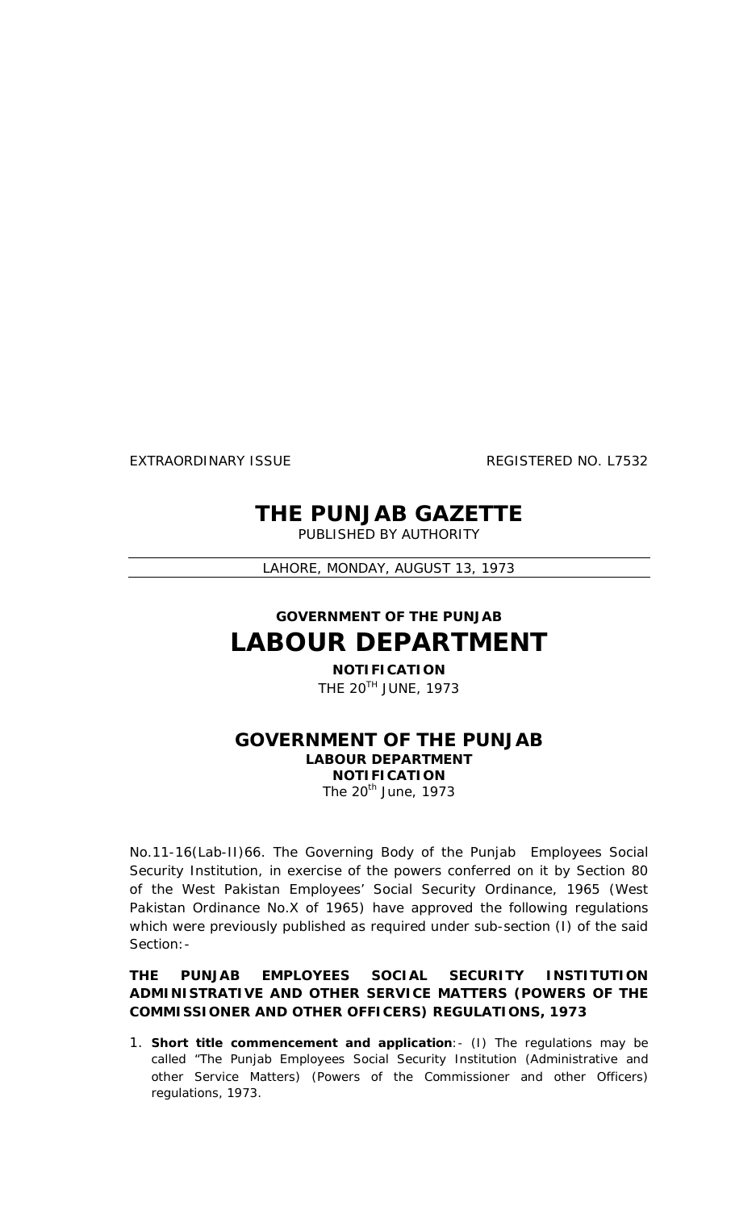EXTRAORDINARY ISSUE REGISTERED NO. L7532

# THE PUNJAB GAZETTE

PUBLISHED BY AUTHORITY

LAHORE, MONDAY, AUGUST 13, 1973

## GOVERNMENT OF THE PUNJAB

# LABOUR DEPARTMENT

**NOTIFICATION**

THE 20TH JUNE, 1973

## GOVERNMENT OF THE PUNJAB

**LABOUR DEPARTMENT**

**NOTIFICATION**

The 20th June, 1973

No.11-16(Lab-II)66. The Governing Body of the Punjab Employees Social Security Institution, in exercise of the powers conferred on it by Section 80 of the West Pakistan Employees' Social Security Ordinance, 1965 (West Pakistan Ordinance No.X of 1965) have approved the following regulations which were previously published as required under sub-section (I) of the said Section:-

**THE PUNJAB EMPLOYEES SOCIAL SECURITY INSTITUTION ADMINISTRATIVE AND OTHER SERVICE MATTERS (POWERS OF THE COMMISSIONER AND OTHER OFFICERS) REGULATIONS, 1973**

1. **Short title commencement and application**:- (I) The regulations may be called "The Punjab Employees Social Security Institution (Administrative and other Service Matters) (Powers of the Commissioner and other Officers) regulations, 1973.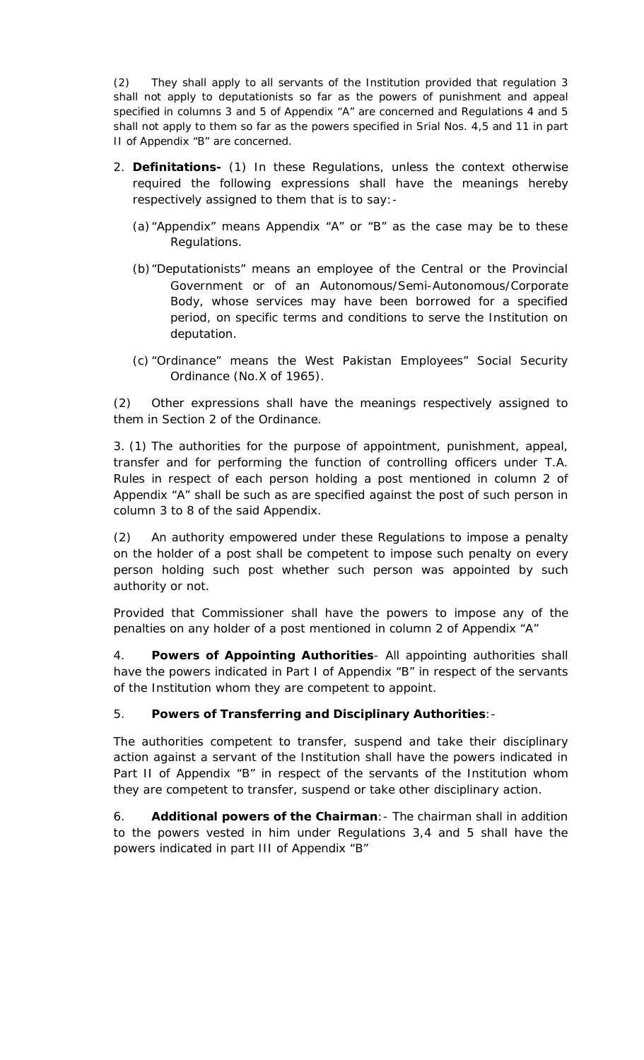(2) They shall apply to all servants of the Institution provided that regulation 3 shall not apply to deputationists so far as the powers of punishment and appeal specified in columns 3 and 5 of Appendix "A" are concerned and Regulations 4 and 5 shall not apply to them so far as the powers specified in Srial Nos. 4,5 and 11 in part II of Appendix "B" are concerned.

2. **Definitations-** (1) In these Regulations, unless the context otherwise required the following expressions shall have the meanings hereby respectively assigned to them that is to say:-

   (a) "Appendix" means Appendix "A" or "B" as the case may be to these Regulations.

   (b) "Deputationists" means an employee of the Central or the Provincial Government or of an Autonomous/Semi-Autonomous/Corporate Body, whose services may have been borrowed for a specified period, on specific terms and conditions to serve the Institution on deputation.

   (c) "Ordinance" means the West Pakistan Employees" Social Security Ordinance (No.X of 1965).

(2) Other expressions shall have the meanings respectively assigned to them in Section 2 of the Ordinance.

3. (1) The authorities for the purpose of appointment, punishment, appeal, transfer and for performing the function of controlling officers under T.A. Rules in respect of each person holding a post mentioned in column 2 of Appendix "A" shall be such as are specified against the post of such person in column 3 to 8 of the said Appendix.

(2) An authority empowered under these Regulations to impose a penalty on the holder of a post shall be competent to impose such penalty on every person holding such post whether such person was appointed by such authority or not.

Provided that Commissioner shall have the powers to impose any of the penalties on any holder of a post mentioned in column 2 of Appendix "A"

4. **Powers of Appointing Authorities**- All appointing authorities shall have the powers indicated in Part I of Appendix "B" in respect of the servants of the Institution whom they are competent to appoint.

5. **Powers of Transferring and Disciplinary Authorities**:-

The authorities competent to transfer, suspend and take their disciplinary action against a servant of the Institution shall have the powers indicated in Part II of Appendix "B" in respect of the servants of the Institution whom they are competent to transfer, suspend or take other disciplinary action.

6. **Additional powers of the Chairman**:- The chairman shall in addition to the powers vested in him under Regulations 3,4 and 5 shall have the powers indicated in part III of Appendix "B"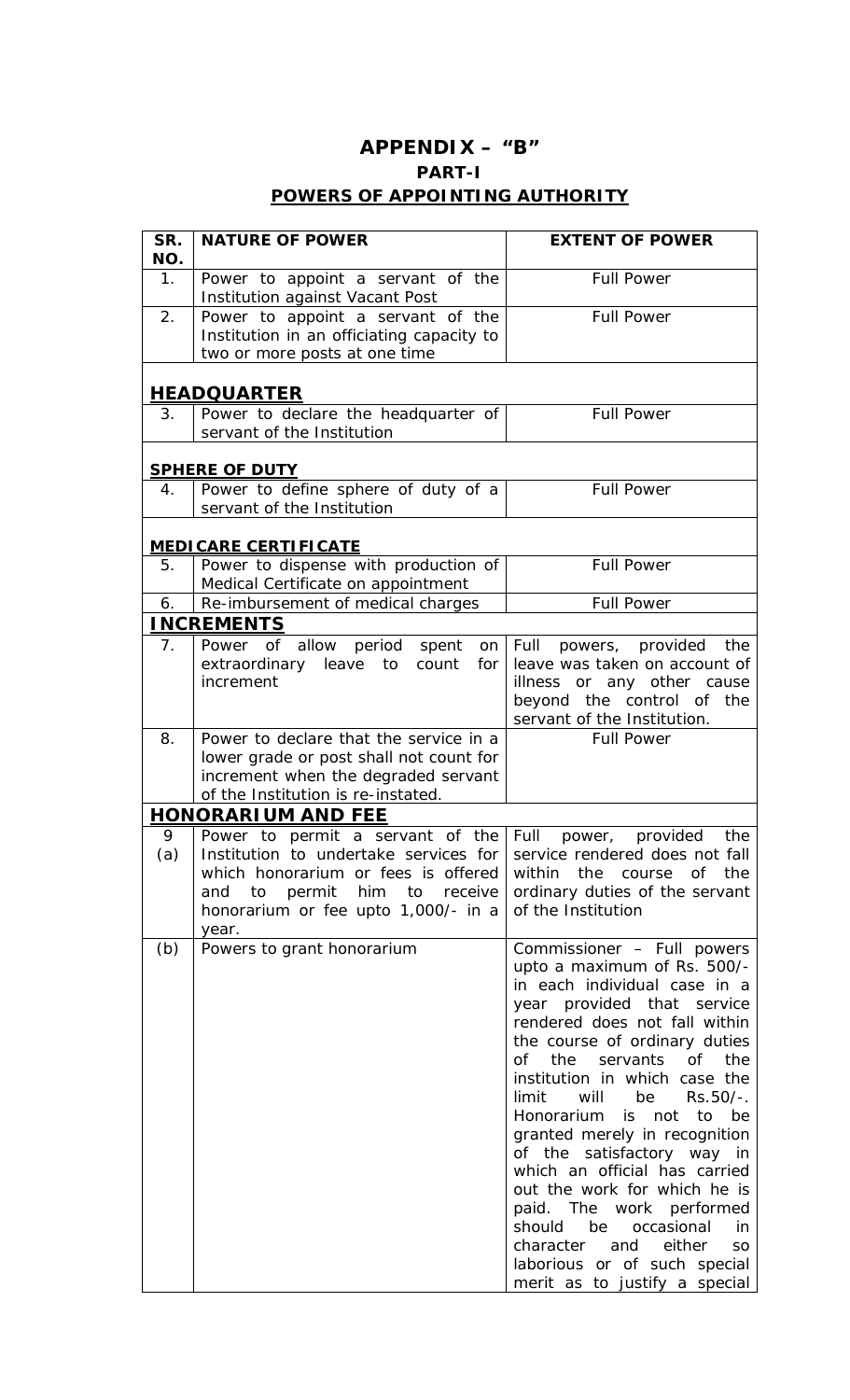# APPENDIX – "B"

## PART-I

## POWERS OF APPOINTING AUTHORITY

| SR. NO. | NATURE OF POWER | EXTENT OF POWER |
|---|---|---|
| 1. | Power to appoint a servant of the Institution against Vacant Post | Full Power |
| 2. | Power to appoint a servant of the Institution in an officiating capacity to two or more posts at one time | Full Power |
| | **HEADQUARTER** | |
| 3. | Power to declare the headquarter of servant of the Institution | Full Power |
| | **SPHERE OF DUTY** | |
| 4. | Power to define sphere of duty of a servant of the Institution | Full Power |
| | **MEDICARE CERTIFICATE** | |
| 5. | Power to dispense with production of Medical Certificate on appointment | Full Power |
| 6. | Re-imbursement of medical charges | Full Power |
| | **INCREMENTS** | |
| 7. | Power of allow period spent on extraordinary leave to count for increment | Full powers, provided the leave was taken on account of illness or any other cause beyond the control of the servant of the Institution. |
| 8. | Power to declare that the service in a lower grade or post shall not count for increment when the degraded servant of the Institution is re-instated. | Full Power |
| | **HONORARIUM AND FEE** | |
| 9 (a) | Power to permit a servant of the Institution to undertake services for which honorarium or fees is offered and to permit him to receive honorarium or fee upto 1,000/- in a year. | Full power, provided the service rendered does not fall within the course of the ordinary duties of the servant of the Institution |
| (b) | Powers to grant honorarium | Commissioner – Full powers upto a maximum of Rs. 500/- in each individual case in a year provided that service rendered does not fall within the course of ordinary duties of the servants of the institution in which case the limit will be Rs.50/-. Honorarium is not to be granted merely in recognition of the satisfactory way in which an official has carried out the work for which he is paid. The work performed should be occasional in character and either so laborious or of such special merit as to justify a special |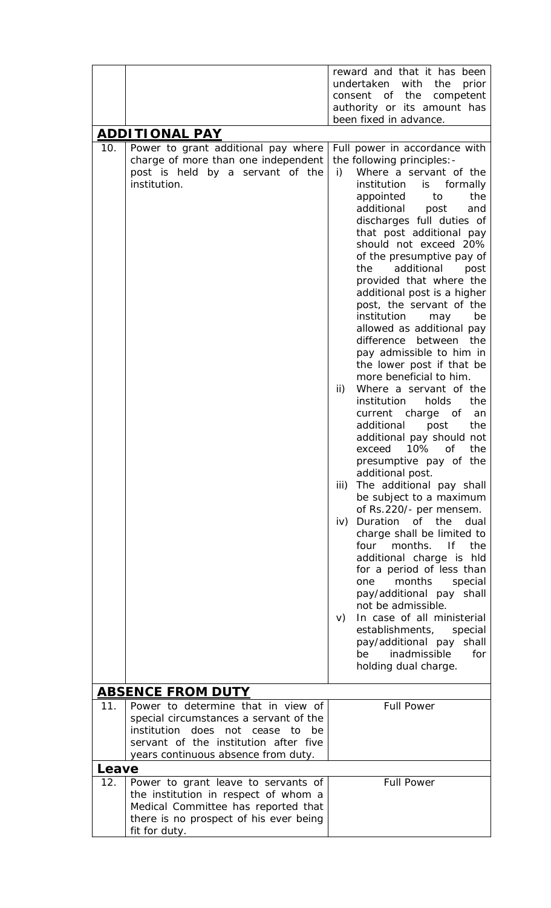| | | |
|---|---|---|
| | | reward and that it has been undertaken with the prior consent of the competent authority or its amount has been fixed in advance. |
| **ADDITIONAL PAY** | | |
| 10. | Power to grant additional pay where charge of more than one independent post is held by a servant of the institution. | Full power in accordance with the following principles:-<br>i) Where a servant of the institution is formally appointed to the additional post and discharges full duties of that post additional pay should not exceed 20% of the presumptive pay of the additional post provided that where the additional post is a higher post, the servant of the institution may be allowed as additional pay difference between the pay admissible to him in the lower post if that be more beneficial to him.<br>ii) Where a servant of the institution holds the current charge of an additional post the additional pay should not exceed 10% of the presumptive pay of the additional post.<br>iii) The additional pay shall be subject to a maximum of Rs.220/- per mensem.<br>iv) Duration of the dual charge shall be limited to four months. If the additional charge is hld for a period of less than one months special pay/additional pay shall not be admissible.<br>v) In case of all ministerial establishments, special pay/additional pay shall be inadmissible for holding dual charge. |
| **ABSENCE FROM DUTY** | | |
| 11. | Power to determine that in view of special circumstances a servant of the institution does not cease to be servant of the institution after five years continuous absence from duty. | Full Power |
| **Leave** | | |
| 12. | Power to grant leave to servants of the institution in respect of whom a Medical Committee has reported that there is no prospect of his ever being fit for duty. | Full Power |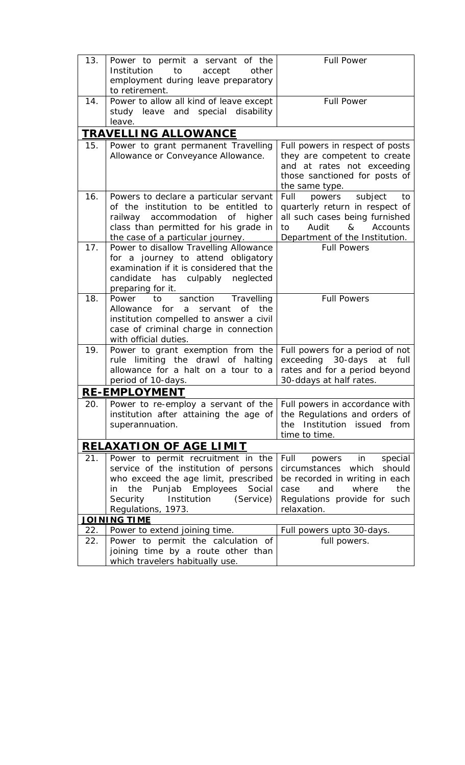| | | |
|---|---|---|
| 13. | Power to permit a servant of the Institution to accept other employment during leave preparatory to retirement. | Full Power |
| 14. | Power to allow all kind of leave except study leave and special disability leave. | Full Power |
| **TRAVELLING ALLOWANCE** | | |
| 15. | Power to grant permanent Travelling Allowance or Conveyance Allowance. | Full powers in respect of posts they are competent to create and at rates not exceeding those sanctioned for posts of the same type. |
| 16. | Powers to declare a particular servant of the institution to be entitled to railway accommodation of higher class than permitted for his grade in the case of a particular journey. | Full powers subject to quarterly return in respect of all such cases being furnished to Audit & Accounts Department of the Institution. |
| 17. | Power to disallow Travelling Allowance for a journey to attend obligatory examination if it is considered that the candidate has culpably neglected preparing for it. | Full Powers |
| 18. | Power to sanction Travelling Allowance for a servant of the institution compelled to answer a civil case of criminal charge in connection with official duties. | Full Powers |
| 19. | Power to grant exemption from the rule limiting the drawl of halting allowance for a halt on a tour to a period of 10-days. | Full powers for a period of not exceeding 30-days at full rates and for a period beyond 30-ddays at half rates. |
| **RE-EMPLOYMENT** | | |
| 20. | Power to re-employ a servant of the institution after attaining the age of superannuation. | Full powers in accordance with the Regulations and orders of the Institution issued from time to time. |
| **RELAXATION OF AGE LIMIT** | | |
| 21. | Power to permit recruitment in the service of the institution of persons who exceed the age limit, prescribed in the Punjab Employees Social Security Institution (Service) Regulations, 1973. | Full powers in special circumstances which should be recorded in writing in each case and where the Regulations provide for such relaxation. |
| **JOINING TIME** | | |
| 22. | Power to extend joining time. | Full powers upto 30-days. |
| 22. | Power to permit the calculation of joining time by a route other than which travelers habitually use. | full powers. |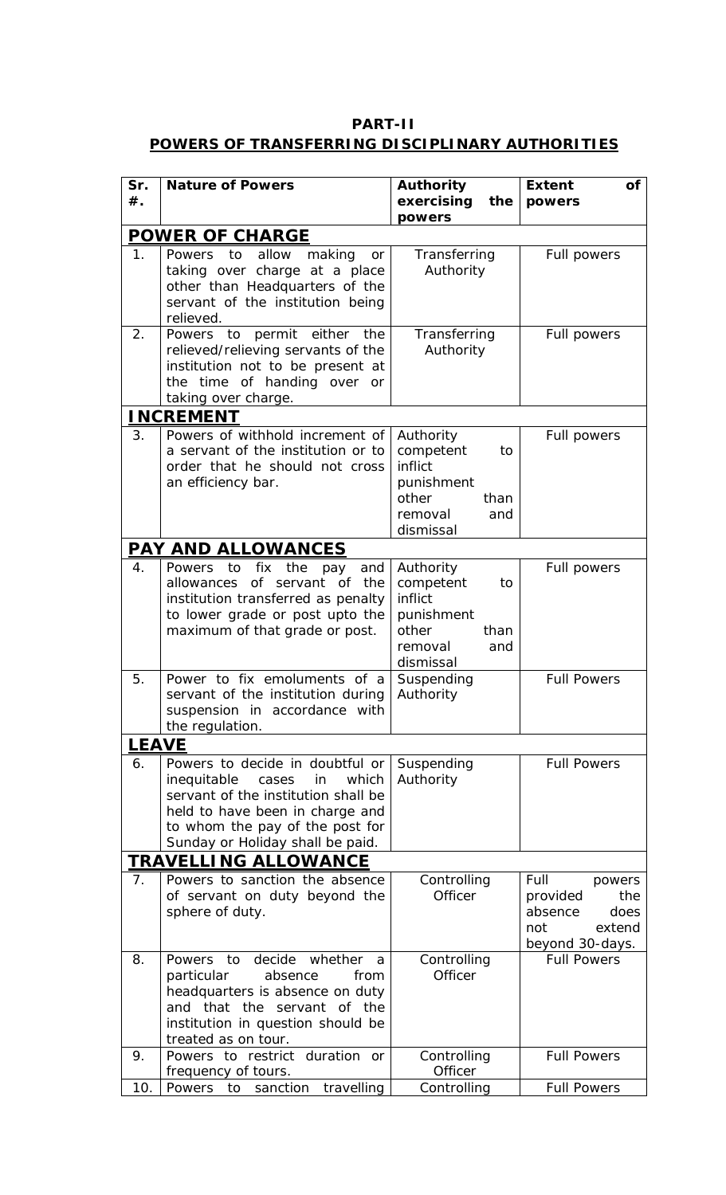**PART-II**

**POWERS OF TRANSFERRING DISCIPLINARY AUTHORITIES**

| Sr. #. | Nature of Powers | Authority exercising the powers | Extent of powers |
|---|---|---|---|
| **POWER OF CHARGE** | | | |
| 1. | Powers to allow making or taking over charge at a place other than Headquarters of the servant of the institution being relieved. | Transferring Authority | Full powers |
| 2. | Powers to permit either the relieved/relieving servants of the institution not to be present at the time of handing over or taking over charge. | Transferring Authority | Full powers |
| **INCREMENT** | | | |
| 3. | Powers of withhold increment of a servant of the institution or to order that he should not cross an efficiency bar. | Authority competent to inflict punishment other than removal and dismissal | Full powers |
| **PAY AND ALLOWANCES** | | | |
| 4. | Powers to fix the pay and allowances of servant of the institution transferred as penalty to lower grade or post upto the maximum of that grade or post. | Authority competent to inflict punishment other than removal and dismissal | Full powers |
| 5. | Power to fix emoluments of a servant of the institution during suspension in accordance with the regulation. | Suspending Authority | Full Powers |
| **LEAVE** | | | |
| 6. | Powers to decide in doubtful or inequitable cases in which servant of the institution shall be held to have been in charge and to whom the pay of the post for Sunday or Holiday shall be paid. | Suspending Authority | Full Powers |
| **TRAVELLING ALLOWANCE** | | | |
| 7. | Powers to sanction the absence of servant on duty beyond the sphere of duty. | Controlling Officer | Full powers provided the absence does not extend beyond 30-days. |
| 8. | Powers to decide whether a particular absence from headquarters is absence on duty and that the servant of the institution in question should be treated as on tour. | Controlling Officer | Full Powers |
| 9. | Powers to restrict duration or frequency of tours. | Controlling Officer | Full Powers |
| 10. | Powers to sanction travelling | Controlling | Full Powers |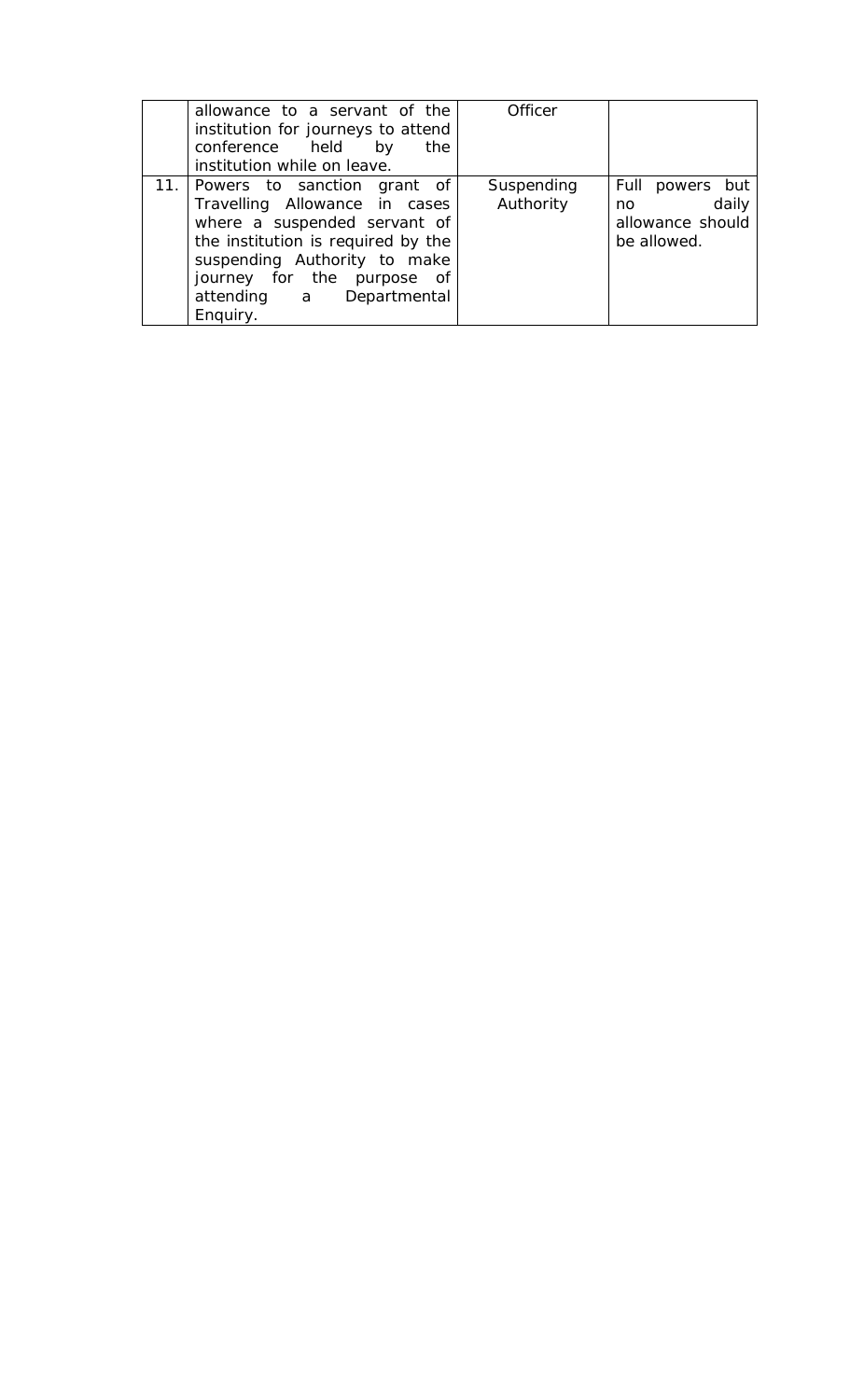| | | | |
|---|---|---|---|
| | allowance to a servant of the institution for journeys to attend conference held by the institution while on leave. | Officer | |
| 11. | Powers to sanction grant of Travelling Allowance in cases where a suspended servant of the institution is required by the suspending Authority to make journey for the purpose of attending a Departmental Enquiry. | Suspending Authority | Full powers but no daily allowance should be allowed. |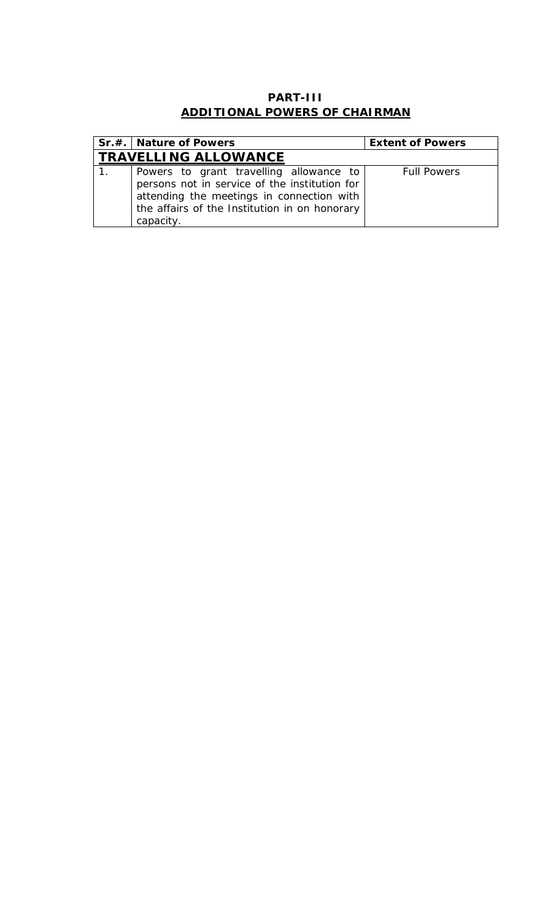# PART-III

## ADDITIONAL POWERS OF CHAIRMAN

| Sr.#. | Nature of Powers | Extent of Powers |
|---|---|---|
| **TRAVELLING ALLOWANCE** | | |
| 1. | Powers to grant travelling allowance to persons not in service of the institution for attending the meetings in connection with the affairs of the Institution in on honorary capacity. | Full Powers |